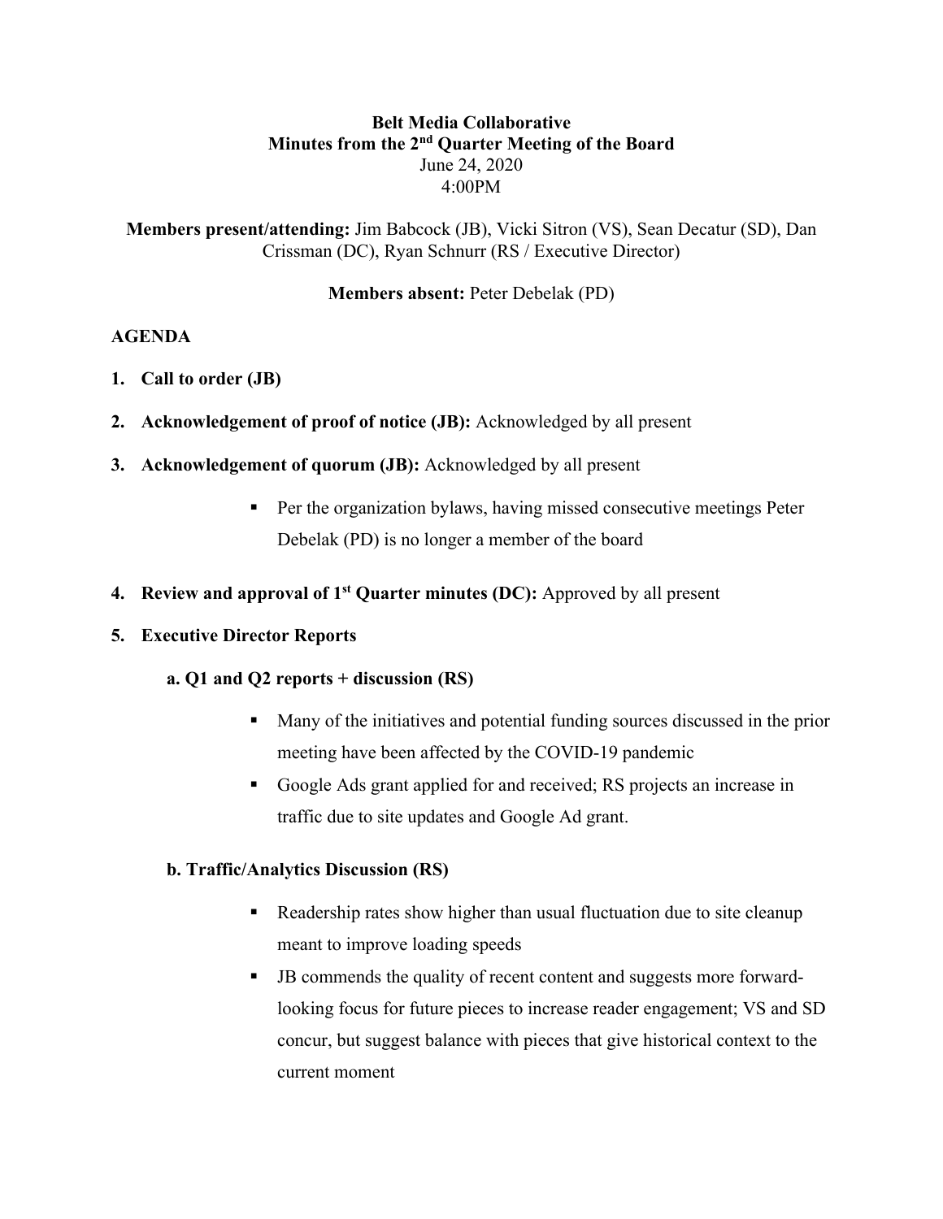**Belt Media Collaborative**
**Minutes from the 2nd Quarter Meeting of the Board**
June 24, 2020
4:00PM

**Members present/attending:** Jim Babcock (JB), Vicki Sitron (VS), Sean Decatur (SD), Dan Crissman (DC), Ryan Schnurr (RS / Executive Director)

**Members absent:** Peter Debelak (PD)

**AGENDA**

1. **Call to order (JB)**
2. **Acknowledgement of proof of notice (JB):** Acknowledged by all present
3. **Acknowledgement of quorum (JB):** Acknowledged by all present
   - Per the organization bylaws, having missed consecutive meetings Peter Debelak (PD) is no longer a member of the board
4. **Review and approval of 1st Quarter minutes (DC):** Approved by all present
5. **Executive Director Reports**

   **a. Q1 and Q2 reports + discussion (RS)**

   - Many of the initiatives and potential funding sources discussed in the prior meeting have been affected by the COVID-19 pandemic
   - Google Ads grant applied for and received; RS projects an increase in traffic due to site updates and Google Ad grant.

   **b. Traffic/Analytics Discussion (RS)**

   - Readership rates show higher than usual fluctuation due to site cleanup meant to improve loading speeds
   - JB commends the quality of recent content and suggests more forward-looking focus for future pieces to increase reader engagement; VS and SD concur, but suggest balance with pieces that give historical context to the current moment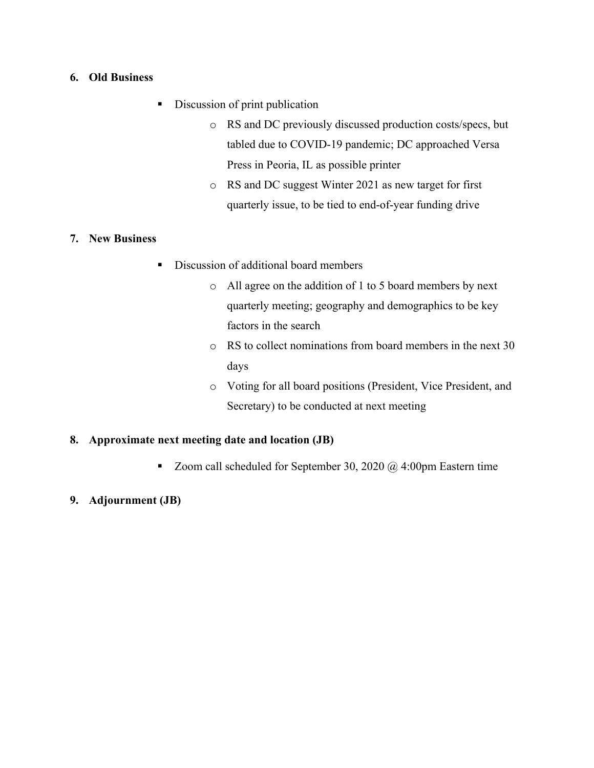6. **Old Business**

    - Discussion of print publication
        - RS and DC previously discussed production costs/specs, but tabled due to COVID-19 pandemic; DC approached Versa Press in Peoria, IL as possible printer
        - RS and DC suggest Winter 2021 as new target for first quarterly issue, to be tied to end-of-year funding drive

7. **New Business**

    - Discussion of additional board members
        - All agree on the addition of 1 to 5 board members by next quarterly meeting; geography and demographics to be key factors in the search
        - RS to collect nominations from board members in the next 30 days
        - Voting for all board positions (President, Vice President, and Secretary) to be conducted at next meeting

8. **Approximate next meeting date and location (JB)**

    - Zoom call scheduled for September 30, 2020 @ 4:00pm Eastern time

9. **Adjournment (JB)**